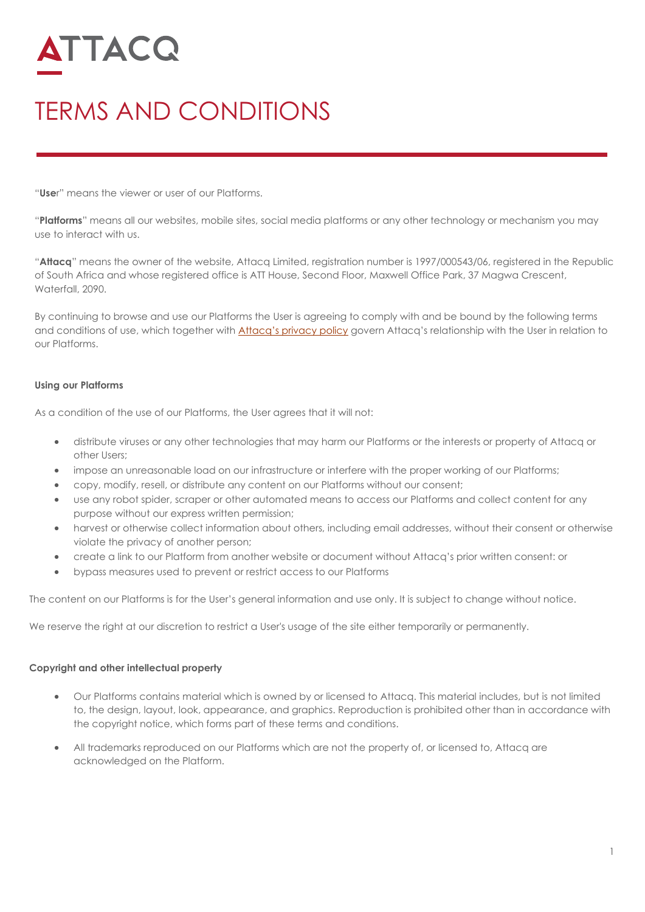ATTACQ

# TERMS AND CONDITIONS

"**User**" means the viewer or user of our Platforms.

"**Platforms**" means all our websites, mobile sites, social media platforms or any other technology or mechanism you may use to interact with us.

"**Attacq**" means the owner of the website, Attacq Limited, registration number is 1997/000543/06, registered in the Republic of South Africa and whose registered office is ATT House, Second Floor, Maxwell Office Park, 37 Magwa Crescent, Waterfall, 2090.

By continuing to browse and use our Platforms the User is agreeing to comply with and be bound by the following terms and conditions of use, which together with Attacq's privacy policy govern Attacq's relationship with the User in relation to our Platforms.

#### Using our Platforms

As a condition of the use of our Platforms, the User agrees that it will not:

- distribute viruses or any other technologies that may harm our Platforms or the interests or property of Attacq or other Users;
- impose an unreasonable load on our infrastructure or interfere with the proper working of our Platforms;
- copy, modify, resell, or distribute any content on our Platforms without our consent;
- use any robot spider, scraper or other automated means to access our Platforms and collect content for any purpose without our express written permission;
- harvest or otherwise collect information about others, including email addresses, without their consent or otherwise violate the privacy of another person;
- create a link to our Platform from another website or document without Attacq's prior written consent: or
- bypass measures used to prevent or restrict access to our Platforms

The content on our Platforms is for the User's general information and use only. It is subject to change without notice.

We reserve the right at our discretion to restrict a User's usage of the site either temporarily or permanently.

#### Copyright and other intellectual property

- Our Platforms contains material which is owned by or licensed to Attacq. This material includes, but is not limited to, the design, layout, look, appearance, and graphics. Reproduction is prohibited other than in accordance with the copyright notice, which forms part of these terms and conditions.
- All trademarks reproduced on our Platforms which are not the property of, or licensed to, Attacq are acknowledged on the Platform.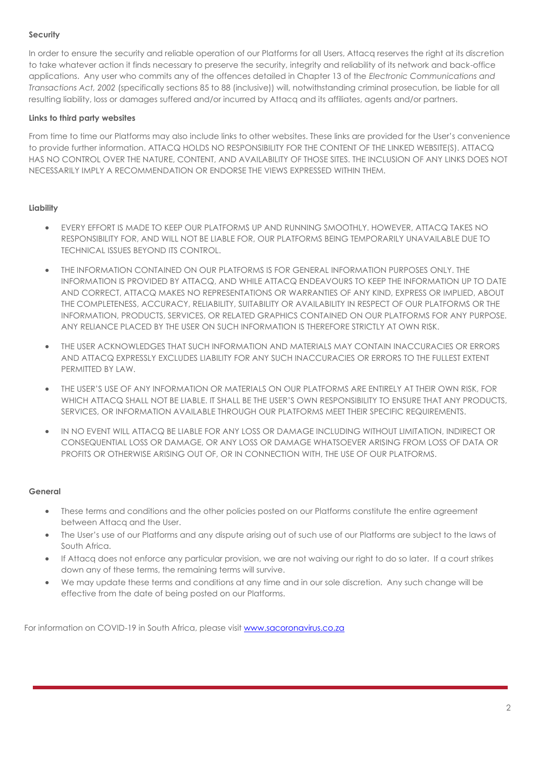**Security**

In order to ensure the security and reliable operation of our Platforms for all Users, Attacq reserves the right at its discretion to take whatever action it finds necessary to preserve the security, integrity and reliability of its network and back-office applications. Any user who commits any of the offences detailed in Chapter 13 of the *Electronic Communications and Transactions Act, 2002* (specifically sections 85 to 88 (inclusive)) will, notwithstanding criminal prosecution, be liable for all resulting liability, loss or damages suffered and/or incurred by Attacq and its affiliates, agents and/or partners.

**Links to third party websites**

From time to time our Platforms may also include links to other websites. These links are provided for the User's convenience to provide further information. ATTACQ HOLDS NO RESPONSIBILITY FOR THE CONTENT OF THE LINKED WEBSITE(S). ATTACQ HAS NO CONTROL OVER THE NATURE, CONTENT, AND AVAILABILITY OF THOSE SITES. THE INCLUSION OF ANY LINKS DOES NOT NECESSARILY IMPLY A RECOMMENDATION OR ENDORSE THE VIEWS EXPRESSED WITHIN THEM.

**Liability**

- EVERY EFFORT IS MADE TO KEEP OUR PLATFORMS UP AND RUNNING SMOOTHLY. HOWEVER, ATTACQ TAKES NO RESPONSIBILITY FOR, AND WILL NOT BE LIABLE FOR, OUR PLATFORMS BEING TEMPORARILY UNAVAILABLE DUE TO TECHNICAL ISSUES BEYOND ITS CONTROL.
- THE INFORMATION CONTAINED ON OUR PLATFORMS IS FOR GENERAL INFORMATION PURPOSES ONLY. THE INFORMATION IS PROVIDED BY ATTACQ, AND WHILE ATTACQ ENDEAVOURS TO KEEP THE INFORMATION UP TO DATE AND CORRECT, ATTACQ MAKES NO REPRESENTATIONS OR WARRANTIES OF ANY KIND, EXPRESS OR IMPLIED, ABOUT THE COMPLETENESS, ACCURACY, RELIABILITY, SUITABILITY OR AVAILABILITY IN RESPECT OF OUR PLATFORMS OR THE INFORMATION, PRODUCTS, SERVICES, OR RELATED GRAPHICS CONTAINED ON OUR PLATFORMS FOR ANY PURPOSE. ANY RELIANCE PLACED BY THE USER ON SUCH INFORMATION IS THEREFORE STRICTLY AT OWN RISK.
- THE USER ACKNOWLEDGES THAT SUCH INFORMATION AND MATERIALS MAY CONTAIN INACCURACIES OR ERRORS AND ATTACQ EXPRESSLY EXCLUDES LIABILITY FOR ANY SUCH INACCURACIES OR ERRORS TO THE FULLEST EXTENT PERMITTED BY LAW.
- THE USER'S USE OF ANY INFORMATION OR MATERIALS ON OUR PLATFORMS ARE ENTIRELY AT THEIR OWN RISK, FOR WHICH ATTACQ SHALL NOT BE LIABLE. IT SHALL BE THE USER'S OWN RESPONSIBILITY TO ENSURE THAT ANY PRODUCTS, SERVICES, OR INFORMATION AVAILABLE THROUGH OUR PLATFORMS MEET THEIR SPECIFIC REQUIREMENTS.
- IN NO EVENT WILL ATTACQ BE LIABLE FOR ANY LOSS OR DAMAGE INCLUDING WITHOUT LIMITATION, INDIRECT OR CONSEQUENTIAL LOSS OR DAMAGE, OR ANY LOSS OR DAMAGE WHATSOEVER ARISING FROM LOSS OF DATA OR PROFITS OR OTHERWISE ARISING OUT OF, OR IN CONNECTION WITH, THE USE OF OUR PLATFORMS.

**General**

- These terms and conditions and the other policies posted on our Platforms constitute the entire agreement between Attacq and the User.
- The User's use of our Platforms and any dispute arising out of such use of our Platforms are subject to the laws of South Africa.
- If Attacq does not enforce any particular provision, we are not waiving our right to do so later. If a court strikes down any of these terms, the remaining terms will survive.
- We may update these terms and conditions at any time and in our sole discretion. Any such change will be effective from the date of being posted on our Platforms.

For information on COVID-19 in South Africa, please visit [www.sacoronavirus.co.za](http://www.sacoronavirus.co.za)